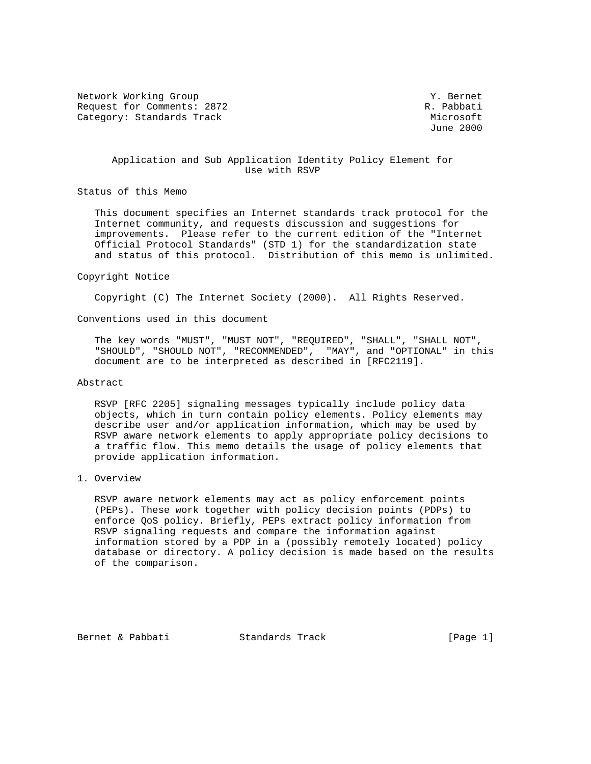Network Working Group Y. Bernet
Request for Comments: 2872 R. Pabbati
Category: Standards Track Microsoft
June 2000

# Application and Sub Application Identity Policy Element for Use with RSVP

## Status of this Memo

This document specifies an Internet standards track protocol for the Internet community, and requests discussion and suggestions for improvements. Please refer to the current edition of the "Internet Official Protocol Standards" (STD 1) for the standardization state and status of this protocol. Distribution of this memo is unlimited.

## Copyright Notice

Copyright (C) The Internet Society (2000). All Rights Reserved.

## Conventions used in this document

The key words "MUST", "MUST NOT", "REQUIRED", "SHALL", "SHALL NOT", "SHOULD", "SHOULD NOT", "RECOMMENDED", "MAY", and "OPTIONAL" in this document are to be interpreted as described in [RFC2119].

## Abstract

RSVP [RFC 2205] signaling messages typically include policy data objects, which in turn contain policy elements. Policy elements may describe user and/or application information, which may be used by RSVP aware network elements to apply appropriate policy decisions to a traffic flow. This memo details the usage of policy elements that provide application information.

## 1. Overview

RSVP aware network elements may act as policy enforcement points (PEPs). These work together with policy decision points (PDPs) to enforce QoS policy. Briefly, PEPs extract policy information from RSVP signaling requests and compare the information against information stored by a PDP in a (possibly remotely located) policy database or directory. A policy decision is made based on the results of the comparison.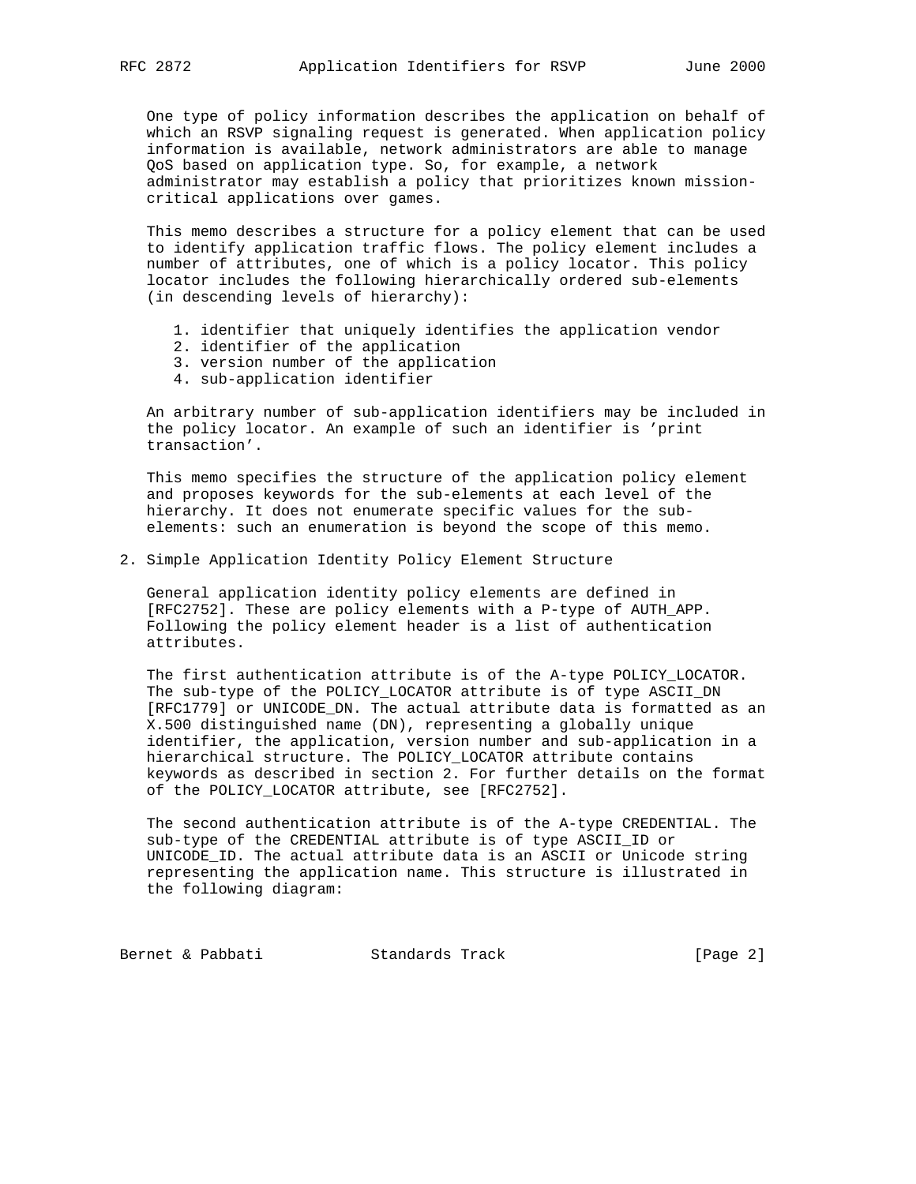One type of policy information describes the application on behalf of which an RSVP signaling request is generated. When application policy information is available, network administrators are able to manage QoS based on application type. So, for example, a network administrator may establish a policy that prioritizes known mission-critical applications over games.

This memo describes a structure for a policy element that can be used to identify application traffic flows. The policy element includes a number of attributes, one of which is a policy locator. This policy locator includes the following hierarchically ordered sub-elements (in descending levels of hierarchy):

1. identifier that uniquely identifies the application vendor
2. identifier of the application
3. version number of the application
4. sub-application identifier

An arbitrary number of sub-application identifiers may be included in the policy locator. An example of such an identifier is 'print transaction'.

This memo specifies the structure of the application policy element and proposes keywords for the sub-elements at each level of the hierarchy. It does not enumerate specific values for the sub-elements: such an enumeration is beyond the scope of this memo.

## 2. Simple Application Identity Policy Element Structure

General application identity policy elements are defined in [RFC2752]. These are policy elements with a P-type of AUTH_APP. Following the policy element header is a list of authentication attributes.

The first authentication attribute is of the A-type POLICY_LOCATOR. The sub-type of the POLICY_LOCATOR attribute is of type ASCII_DN [RFC1779] or UNICODE_DN. The actual attribute data is formatted as an X.500 distinguished name (DN), representing a globally unique identifier, the application, version number and sub-application in a hierarchical structure. The POLICY_LOCATOR attribute contains keywords as described in section 2. For further details on the format of the POLICY_LOCATOR attribute, see [RFC2752].

The second authentication attribute is of the A-type CREDENTIAL. The sub-type of the CREDENTIAL attribute is of type ASCII_ID or UNICODE_ID. The actual attribute data is an ASCII or Unicode string representing the application name. This structure is illustrated in the following diagram: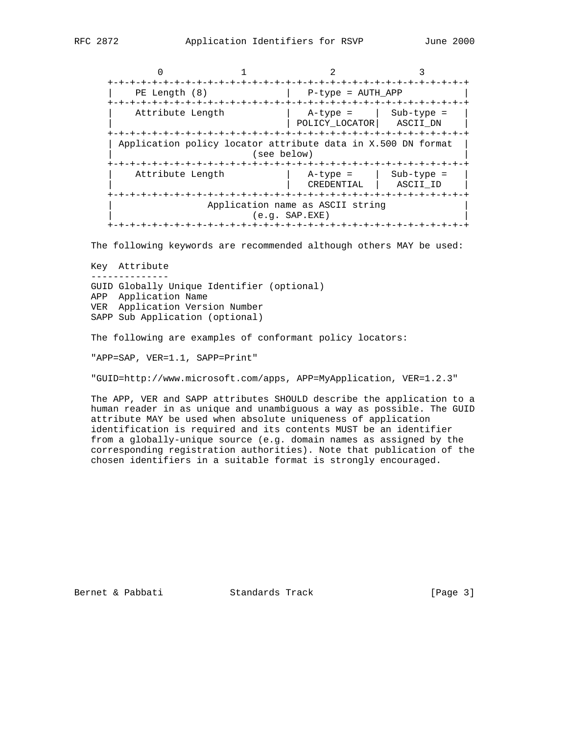```
          0             1              2             3
    +-------------+-------------+-------------+-------------+
    |    PE Length (8)           |   P-type = AUTH_APP         |
    +-------------+-------------+-------------+-------------+
    |    Attribute Length        |   A-type =   |  Sub-type =  |
    |                            | POLICY_LOCATOR|   ASCII_DN   |
    +-------------+-------------+-------------+-------------+
    | Application policy locator attribute data in X.500 DN format |
    |                        (see below)                         |
    +-------------+-------------+-------------+-------------+
    |    Attribute Length        |   A-type =   |  Sub-type =  |
    |                            |   CREDENTIAL |   ASCII_ID   |
    +-------------+-------------+-------------+-------------+
    |                Application name as ASCII string            |
    |                        (e.g. SAP.EXE)                      |
    +-------------+-------------+-------------+-------------+
```

The following keywords are recommended although others MAY be used:

```
Key  Attribute
--------------
GUID Globally Unique Identifier (optional)
APP  Application Name
VER  Application Version Number
SAPP Sub Application (optional)
```

The following are examples of conformant policy locators:

"APP=SAP, VER=1.1, SAPP=Print"

"GUID=http://www.microsoft.com/apps, APP=MyApplication, VER=1.2.3"

The APP, VER and SAPP attributes SHOULD describe the application to a human reader in as unique and unambiguous a way as possible. The GUID attribute MAY be used when absolute uniqueness of application identification is required and its contents MUST be an identifier from a globally-unique source (e.g. domain names as assigned by the corresponding registration authorities). Note that publication of the chosen identifiers in a suitable format is strongly encouraged.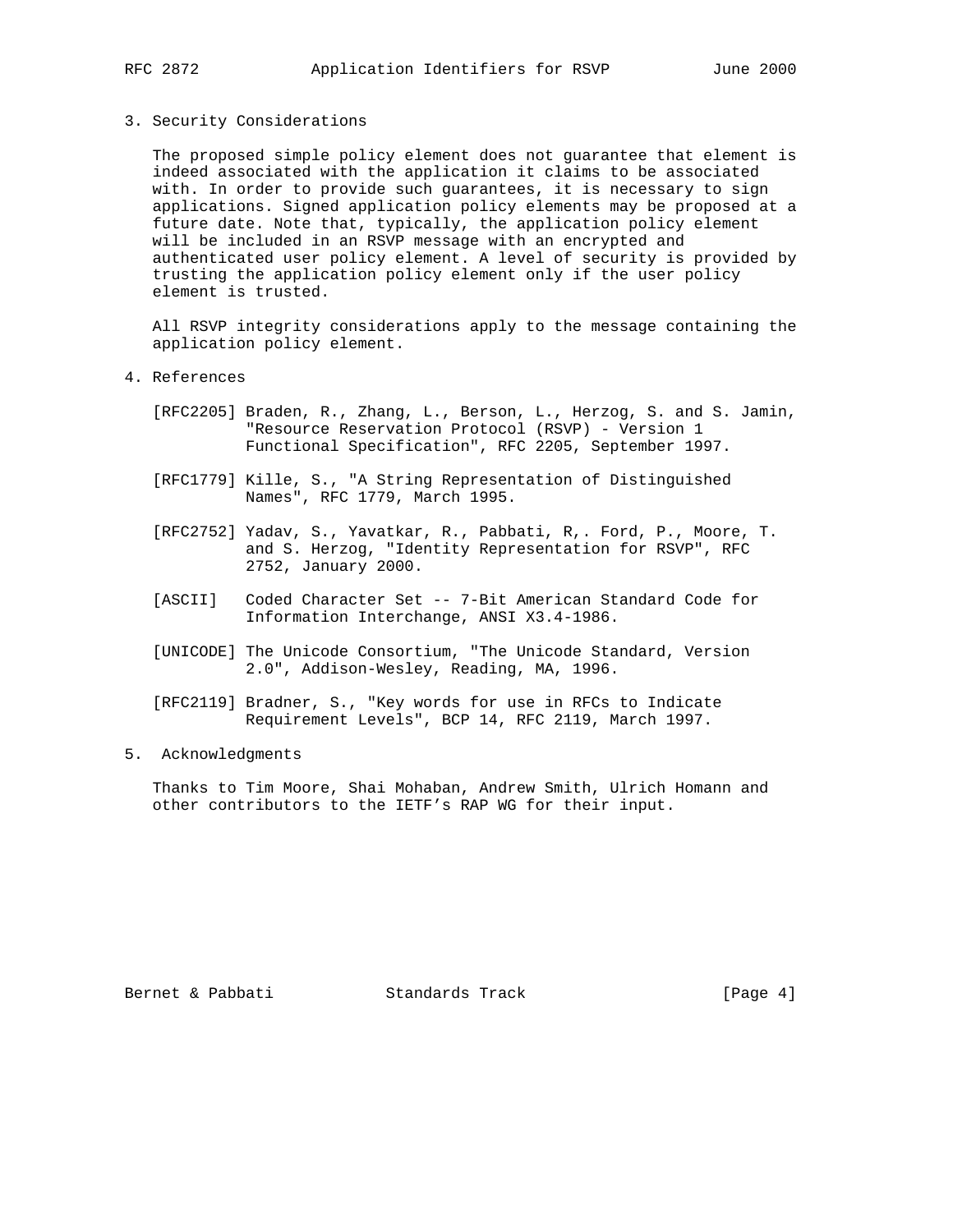## 3. Security Considerations

The proposed simple policy element does not guarantee that element is indeed associated with the application it claims to be associated with. In order to provide such guarantees, it is necessary to sign applications. Signed application policy elements may be proposed at a future date. Note that, typically, the application policy element will be included in an RSVP message with an encrypted and authenticated user policy element. A level of security is provided by trusting the application policy element only if the user policy element is trusted.

All RSVP integrity considerations apply to the message containing the application policy element.

## 4. References

[RFC2205] Braden, R., Zhang, L., Berson, L., Herzog, S. and S. Jamin, "Resource Reservation Protocol (RSVP) - Version 1 Functional Specification", RFC 2205, September 1997.

[RFC1779] Kille, S., "A String Representation of Distinguished Names", RFC 1779, March 1995.

[RFC2752] Yadav, S., Yavatkar, R., Pabbati, R,. Ford, P., Moore, T. and S. Herzog, "Identity Representation for RSVP", RFC 2752, January 2000.

[ASCII] Coded Character Set -- 7-Bit American Standard Code for Information Interchange, ANSI X3.4-1986.

[UNICODE] The Unicode Consortium, "The Unicode Standard, Version 2.0", Addison-Wesley, Reading, MA, 1996.

[RFC2119] Bradner, S., "Key words for use in RFCs to Indicate Requirement Levels", BCP 14, RFC 2119, March 1997.

## 5. Acknowledgments

Thanks to Tim Moore, Shai Mohaban, Andrew Smith, Ulrich Homann and other contributors to the IETF's RAP WG for their input.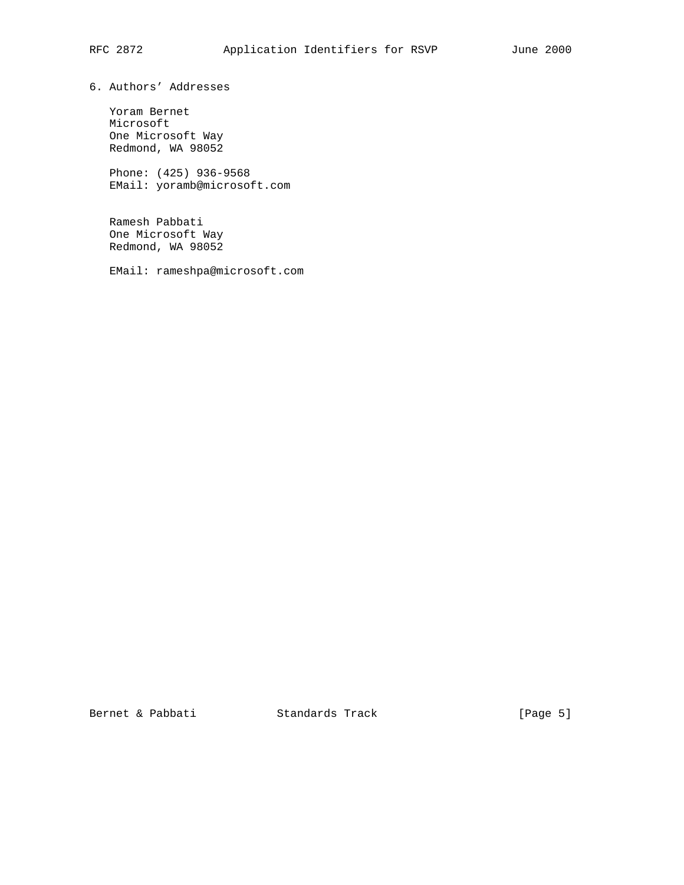## 6. Authors' Addresses

Yoram Bernet
Microsoft
One Microsoft Way
Redmond, WA 98052

Phone: (425) 936-9568
EMail: yoramb@microsoft.com

Ramesh Pabbati
One Microsoft Way
Redmond, WA 98052

EMail: rameshpa@microsoft.com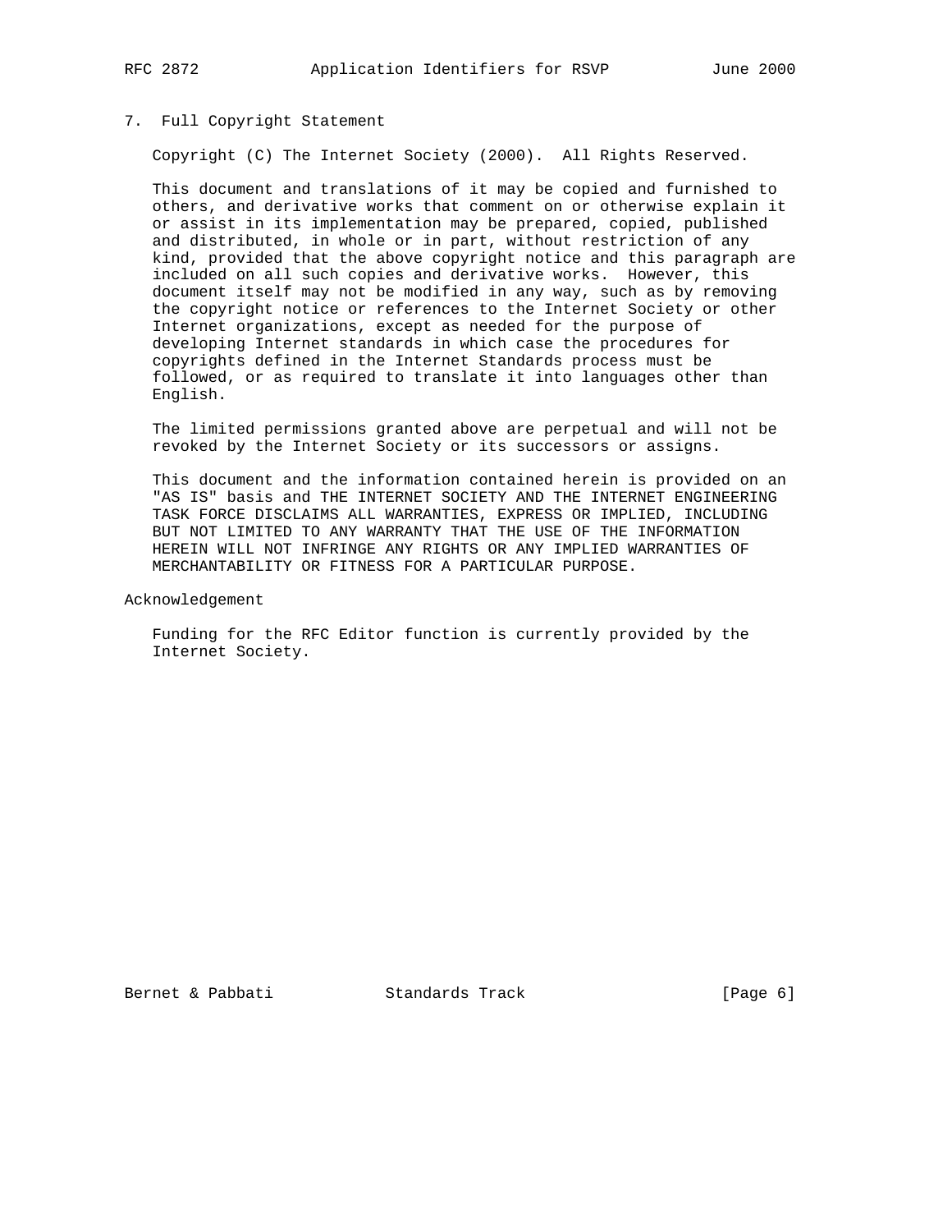## 7. Full Copyright Statement

Copyright (C) The Internet Society (2000). All Rights Reserved.

This document and translations of it may be copied and furnished to others, and derivative works that comment on or otherwise explain it or assist in its implementation may be prepared, copied, published and distributed, in whole or in part, without restriction of any kind, provided that the above copyright notice and this paragraph are included on all such copies and derivative works. However, this document itself may not be modified in any way, such as by removing the copyright notice or references to the Internet Society or other Internet organizations, except as needed for the purpose of developing Internet standards in which case the procedures for copyrights defined in the Internet Standards process must be followed, or as required to translate it into languages other than English.

The limited permissions granted above are perpetual and will not be revoked by the Internet Society or its successors or assigns.

This document and the information contained herein is provided on an "AS IS" basis and THE INTERNET SOCIETY AND THE INTERNET ENGINEERING TASK FORCE DISCLAIMS ALL WARRANTIES, EXPRESS OR IMPLIED, INCLUDING BUT NOT LIMITED TO ANY WARRANTY THAT THE USE OF THE INFORMATION HEREIN WILL NOT INFRINGE ANY RIGHTS OR ANY IMPLIED WARRANTIES OF MERCHANTABILITY OR FITNESS FOR A PARTICULAR PURPOSE.

## Acknowledgement

Funding for the RFC Editor function is currently provided by the Internet Society.